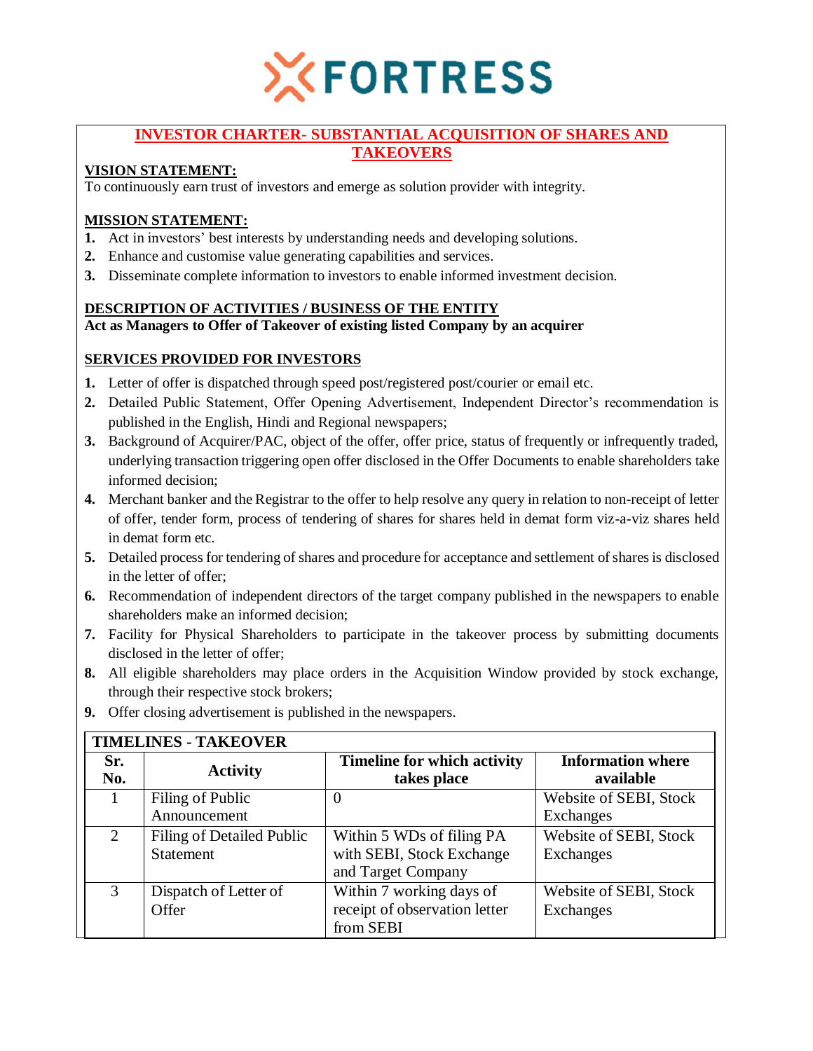FORTRESS

# INVESTOR CHARTER- SUBSTANTIAL ACQUISITION OF SHARES AND TAKEOVERS

## VISION STATEMENT:

To continuously earn trust of investors and emerge as solution provider with integrity.

## MISSION STATEMENT:

1. Act in investors' best interests by understanding needs and developing solutions.
2. Enhance and customise value generating capabilities and services.
3. Disseminate complete information to investors to enable informed investment decision.

## DESCRIPTION OF ACTIVITIES / BUSINESS OF THE ENTITY

**Act as Managers to Offer of Takeover of existing listed Company by an acquirer**

## SERVICES PROVIDED FOR INVESTORS

1. Letter of offer is dispatched through speed post/registered post/courier or email etc.
2. Detailed Public Statement, Offer Opening Advertisement, Independent Director's recommendation is published in the English, Hindi and Regional newspapers;
3. Background of Acquirer/PAC, object of the offer, offer price, status of frequently or infrequently traded, underlying transaction triggering open offer disclosed in the Offer Documents to enable shareholders take informed decision;
4. Merchant banker and the Registrar to the offer to help resolve any query in relation to non-receipt of letter of offer, tender form, process of tendering of shares for shares held in demat form viz-a-viz shares held in demat form etc.
5. Detailed process for tendering of shares and procedure for acceptance and settlement of shares is disclosed in the letter of offer;
6. Recommendation of independent directors of the target company published in the newspapers to enable shareholders make an informed decision;
7. Facility for Physical Shareholders to participate in the takeover process by submitting documents disclosed in the letter of offer;
8. All eligible shareholders may place orders in the Acquisition Window provided by stock exchange, through their respective stock brokers;
9. Offer closing advertisement is published in the newspapers.

**TIMELINES - TAKEOVER**

| Sr. No. | Activity | Timeline for which activity takes place | Information where available |
|---|---|---|---|
| 1 | Filing of Public Announcement | 0 | Website of SEBI, Stock Exchanges |
| 2 | Filing of Detailed Public Statement | Within 5 WDs of filing PA with SEBI, Stock Exchange and Target Company | Website of SEBI, Stock Exchanges |
| 3 | Dispatch of Letter of Offer | Within 7 working days of receipt of observation letter from SEBI | Website of SEBI, Stock Exchanges |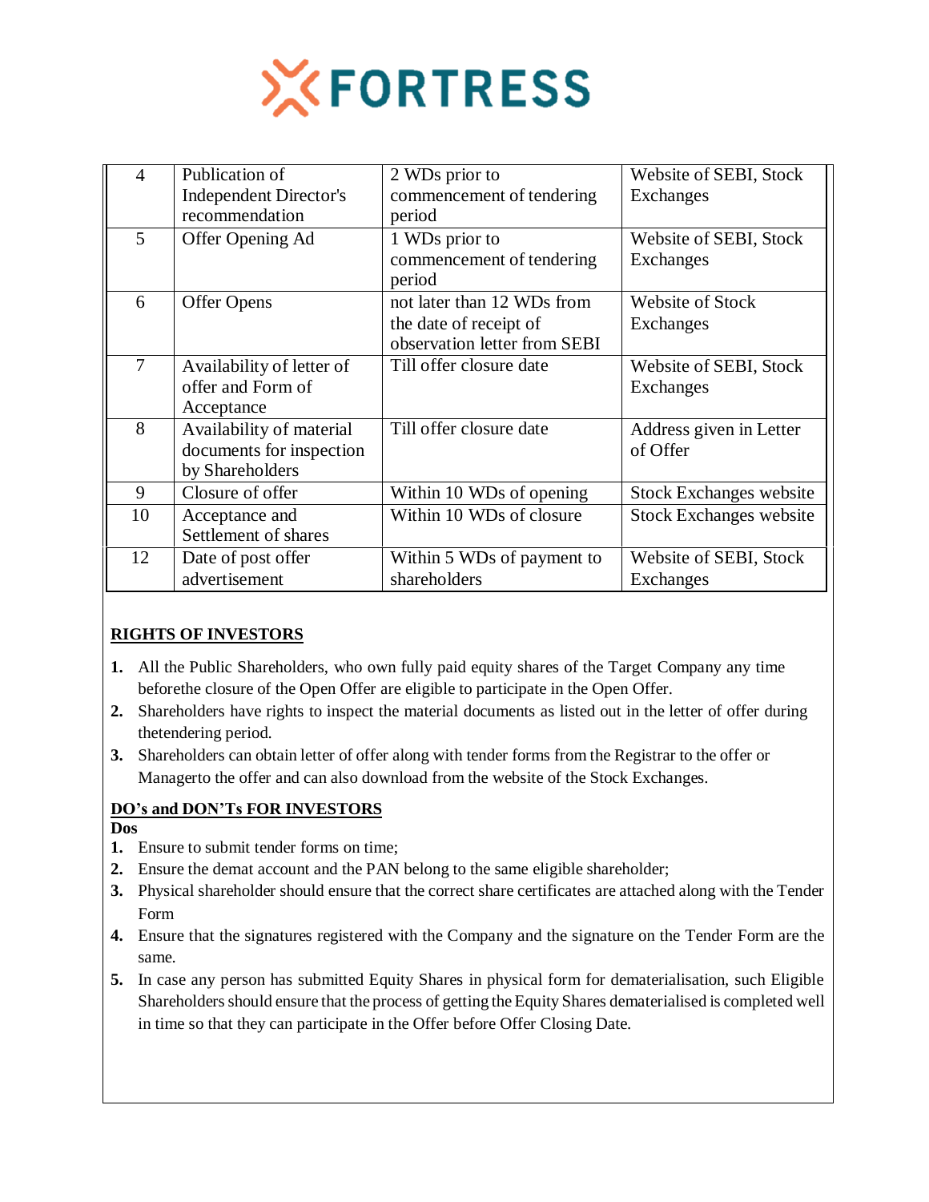| 4 | Publication of Independent Director's recommendation | 2 WDs prior to commencement of tendering period | Website of SEBI, Stock Exchanges |
|---|---|---|---|
| 5 | Offer Opening Ad | 1 WDs prior to commencement of tendering period | Website of SEBI, Stock Exchanges |
| 6 | Offer Opens | not later than 12 WDs from the date of receipt of observation letter from SEBI | Website of Stock Exchanges |
| 7 | Availability of letter of offer and Form of Acceptance | Till offer closure date | Website of SEBI, Stock Exchanges |
| 8 | Availability of material documents for inspection by Shareholders | Till offer closure date | Address given in Letter of Offer |
| 9 | Closure of offer | Within 10 WDs of opening | Stock Exchanges website |
| 10 | Acceptance and Settlement of shares | Within 10 WDs of closure | Stock Exchanges website |
| 12 | Date of post offer advertisement | Within 5 WDs of payment to shareholders | Website of SEBI, Stock Exchanges |

## RIGHTS OF INVESTORS

1. All the Public Shareholders, who own fully paid equity shares of the Target Company any time beforethe closure of the Open Offer are eligible to participate in the Open Offer.
2. Shareholders have rights to inspect the material documents as listed out in the letter of offer during thetendering period.
3. Shareholders can obtain letter of offer along with tender forms from the Registrar to the offer or Managerto the offer and can also download from the website of the Stock Exchanges.

## DO's and DON'Ts FOR INVESTORS

**Dos**

1. Ensure to submit tender forms on time;
2. Ensure the demat account and the PAN belong to the same eligible shareholder;
3. Physical shareholder should ensure that the correct share certificates are attached along with the Tender Form
4. Ensure that the signatures registered with the Company and the signature on the Tender Form are the same.
5. In case any person has submitted Equity Shares in physical form for dematerialisation, such Eligible Shareholders should ensure that the process of getting the Equity Shares dematerialised is completed well in time so that they can participate in the Offer before Offer Closing Date.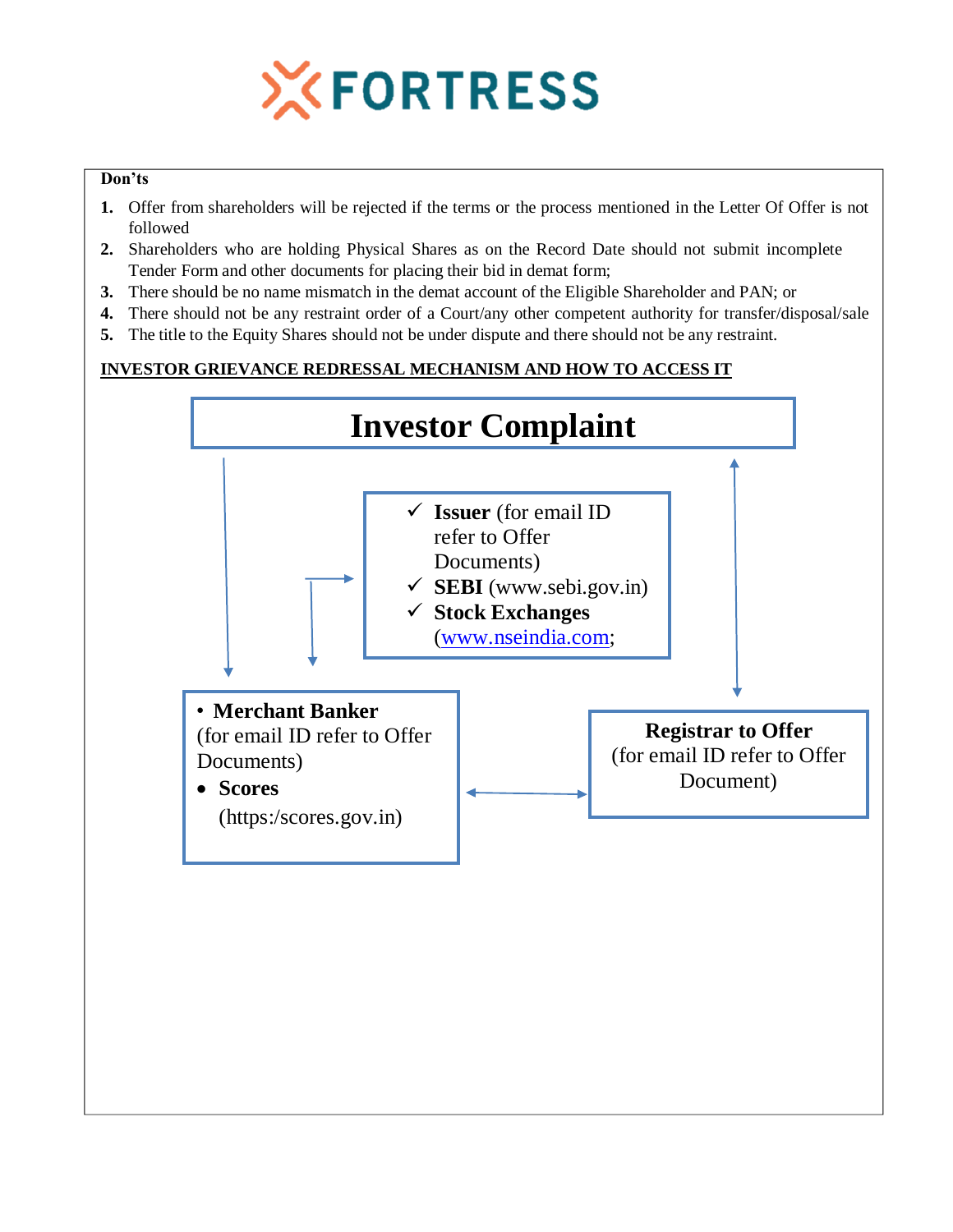**Don'ts**

1. Offer from shareholders will be rejected if the terms or the process mentioned in the Letter Of Offer is not followed
2. Shareholders who are holding Physical Shares as on the Record Date should not submit incomplete Tender Form and other documents for placing their bid in demat form;
3. There should be no name mismatch in the demat account of the Eligible Shareholder and PAN; or
4. There should not be any restraint order of a Court/any other competent authority for transfer/disposal/sale
5. The title to the Equity Shares should not be under dispute and there should not be any restraint.

**INVESTOR GRIEVANCE REDRESSAL MECHANISM AND HOW TO ACCESS IT**

# Investor Complaint

- ✓ **Issuer** (for email ID refer to Offer Documents)
- ✓ **SEBI** (www.sebi.gov.in)
- ✓ **Stock Exchanges** (www.nseindia.com;

- **Merchant Banker** (for email ID refer to Offer Documents)
- **Scores** (https:/scores.gov.in)

**Registrar to Offer**
(for email ID refer to Offer Document)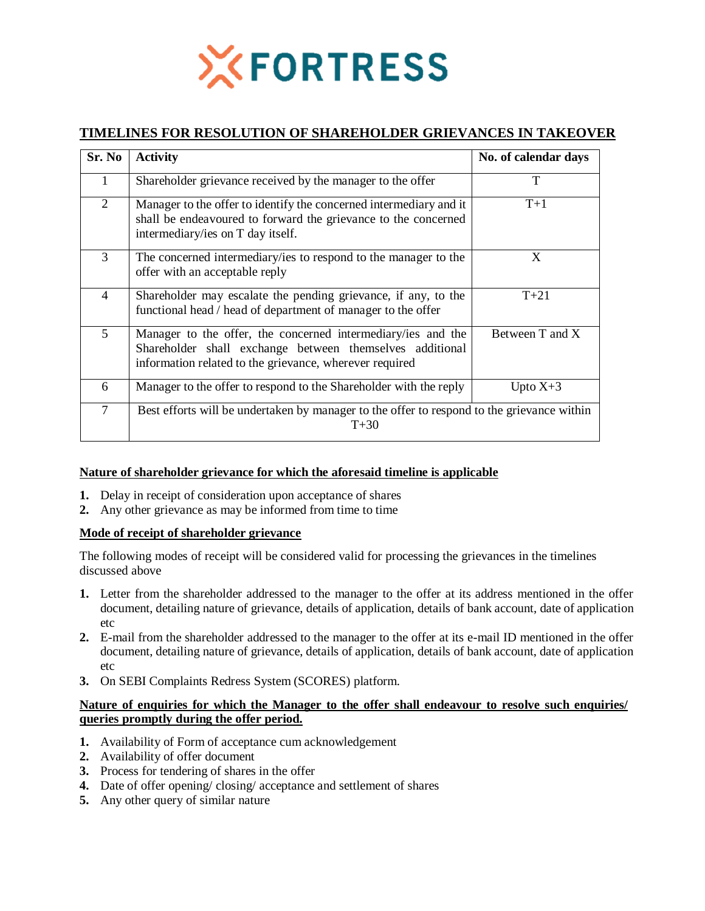FORTRESS

## TIMELINES FOR RESOLUTION OF SHAREHOLDER GRIEVANCES IN TAKEOVER

| Sr. No | Activity | No. of calendar days |
|---|---|---|
| 1 | Shareholder grievance received by the manager to the offer | T |
| 2 | Manager to the offer to identify the concerned intermediary and it shall be endeavoured to forward the grievance to the concerned intermediary/ies on T day itself. | T+1 |
| 3 | The concerned intermediary/ies to respond to the manager to the offer with an acceptable reply | X |
| 4 | Shareholder may escalate the pending grievance, if any, to the functional head / head of department of manager to the offer | T+21 |
| 5 | Manager to the offer, the concerned intermediary/ies and the Shareholder shall exchange between themselves additional information related to the grievance, wherever required | Between T and X |
| 6 | Manager to the offer to respond to the Shareholder with the reply | Upto X+3 |
| 7 | Best efforts will be undertaken by manager to the offer to respond to the grievance within T+30 | |

**Nature of shareholder grievance for which the aforesaid timeline is applicable**

1. Delay in receipt of consideration upon acceptance of shares
2. Any other grievance as may be informed from time to time

**Mode of receipt of shareholder grievance**

The following modes of receipt will be considered valid for processing the grievances in the timelines discussed above

1. Letter from the shareholder addressed to the manager to the offer at its address mentioned in the offer document, detailing nature of grievance, details of application, details of bank account, date of application etc
2. E-mail from the shareholder addressed to the manager to the offer at its e-mail ID mentioned in the offer document, detailing nature of grievance, details of application, details of bank account, date of application etc
3. On SEBI Complaints Redress System (SCORES) platform.

**Nature of enquiries for which the Manager to the offer shall endeavour to resolve such enquiries/ queries promptly during the offer period.**

1. Availability of Form of acceptance cum acknowledgement
2. Availability of offer document
3. Process for tendering of shares in the offer
4. Date of offer opening/ closing/ acceptance and settlement of shares
5. Any other query of similar nature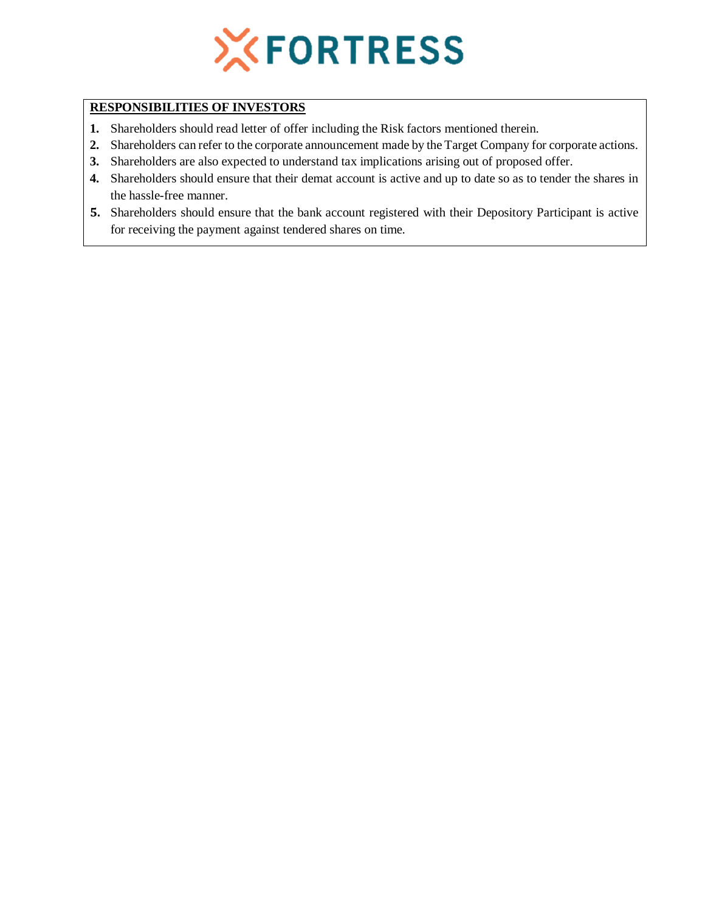FORTRESS

**RESPONSIBILITIES OF INVESTORS**

1. Shareholders should read letter of offer including the Risk factors mentioned therein.
2. Shareholders can refer to the corporate announcement made by the Target Company for corporate actions.
3. Shareholders are also expected to understand tax implications arising out of proposed offer.
4. Shareholders should ensure that their demat account is active and up to date so as to tender the shares in the hassle-free manner.
5. Shareholders should ensure that the bank account registered with their Depository Participant is active for receiving the payment against tendered shares on time.